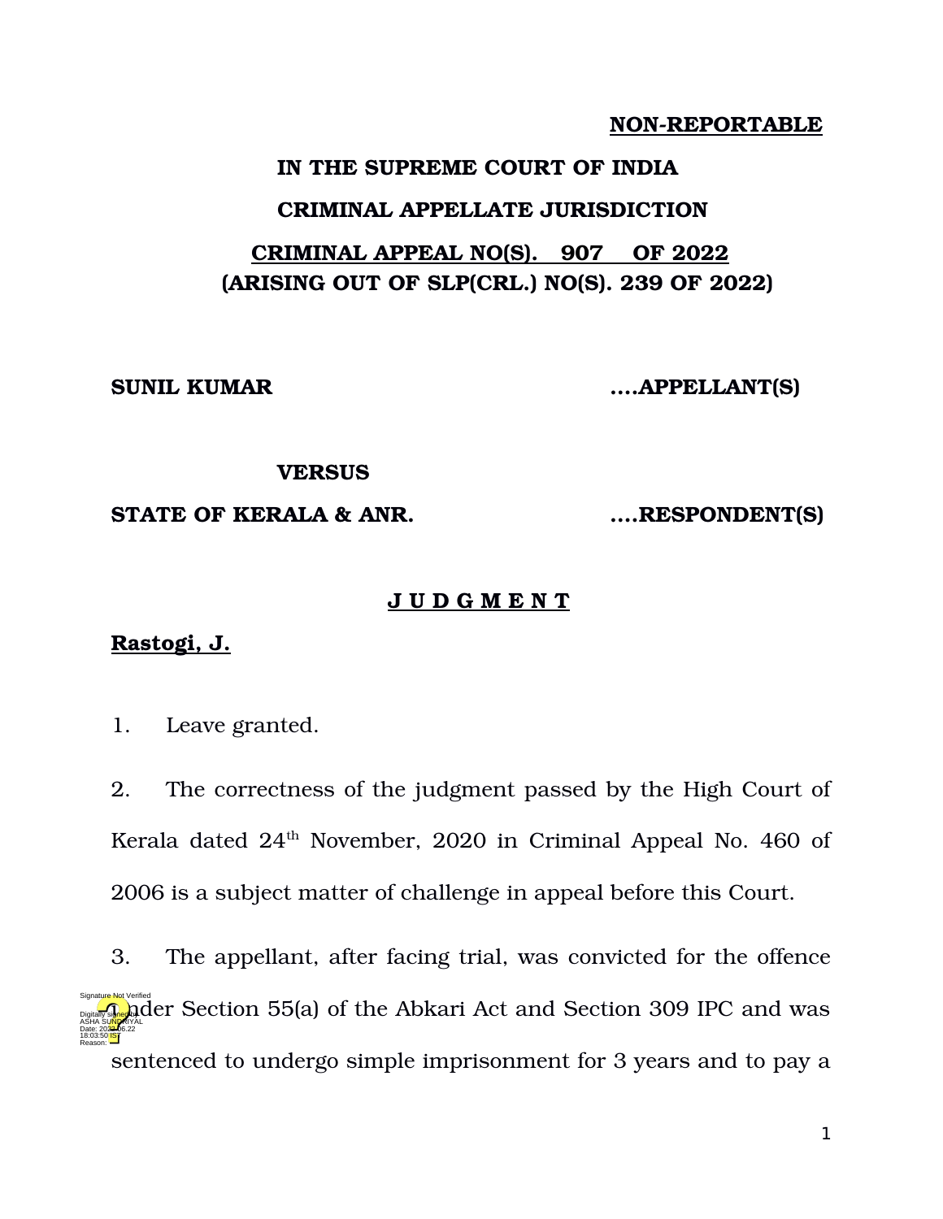**NON-REPORTABLE**

**IN THE SUPREME COURT OF INDIA**

**CRIMINAL APPELLATE JURISDICTION**

**CRIMINAL APPEAL NO(S). 907 OF 2022**
**(ARISING OUT OF SLP(CRL.) NO(S). 239 OF 2022)**

**SUNIL KUMAR** ....**APPELLANT(S)**

**VERSUS**

**STATE OF KERALA & ANR.** ....**RESPONDENT(S)**

**J U D G M E N T**

**Rastogi, J.**

1. Leave granted.

2. The correctness of the judgment passed by the High Court of Kerala dated 24th November, 2020 in Criminal Appeal No. 460 of 2006 is a subject matter of challenge in appeal before this Court.

3. The appellant, after facing trial, was convicted for the offence under Section 55(a) of the Abkari Act and Section 309 IPC and was sentenced to undergo simple imprisonment for 3 years and to pay a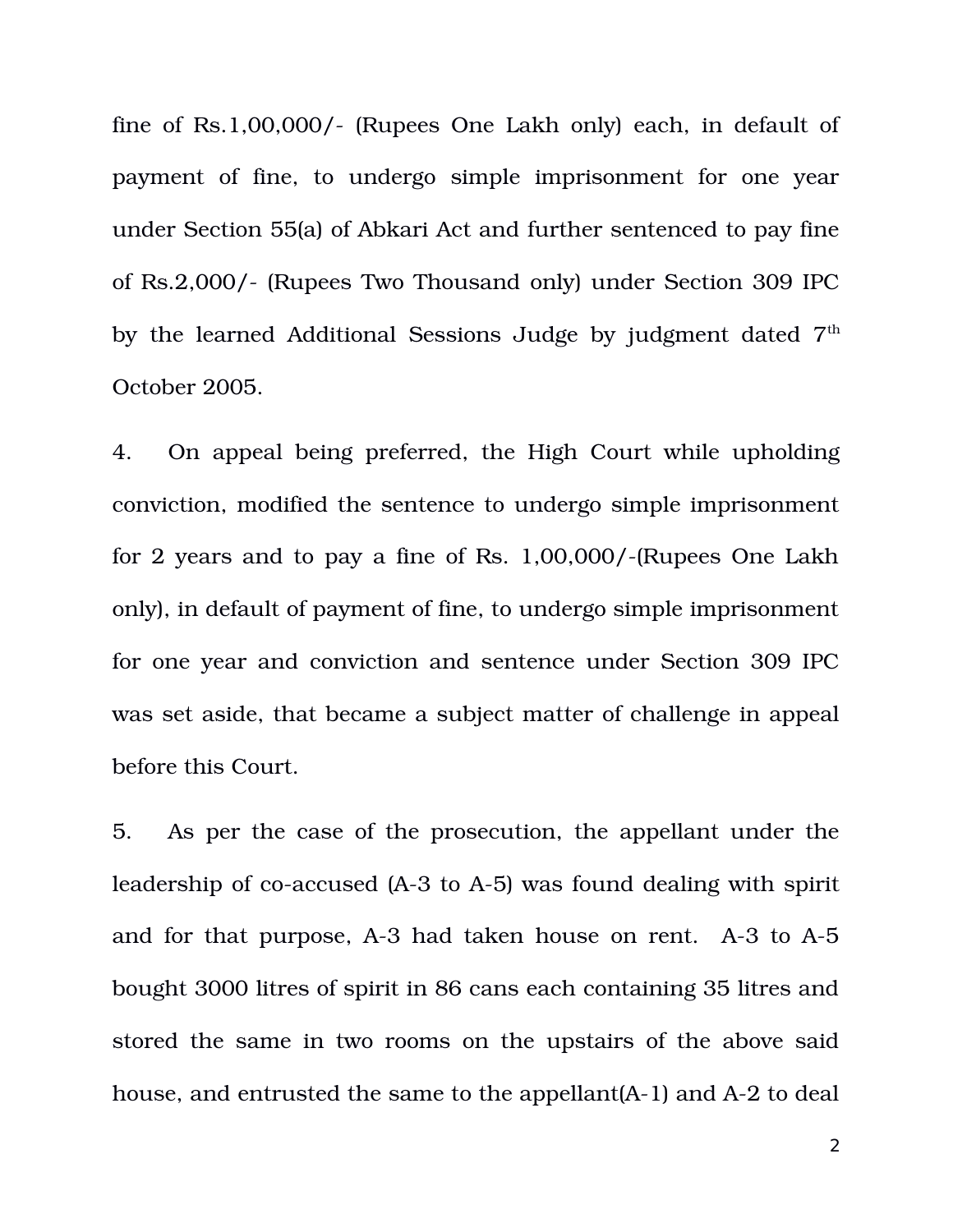fine of Rs.1,00,000/- (Rupees One Lakh only) each, in default of payment of fine, to undergo simple imprisonment for one year under Section 55(a) of Abkari Act and further sentenced to pay fine of Rs.2,000/- (Rupees Two Thousand only) under Section 309 IPC by the learned Additional Sessions Judge by judgment dated 7th October 2005.

4. On appeal being preferred, the High Court while upholding conviction, modified the sentence to undergo simple imprisonment for 2 years and to pay a fine of Rs. 1,00,000/-(Rupees One Lakh only), in default of payment of fine, to undergo simple imprisonment for one year and conviction and sentence under Section 309 IPC was set aside, that became a subject matter of challenge in appeal before this Court.

5. As per the case of the prosecution, the appellant under the leadership of co-accused (A-3 to A-5) was found dealing with spirit and for that purpose, A-3 had taken house on rent. A-3 to A-5 bought 3000 litres of spirit in 86 cans each containing 35 litres and stored the same in two rooms on the upstairs of the above said house, and entrusted the same to the appellant(A-1) and A-2 to deal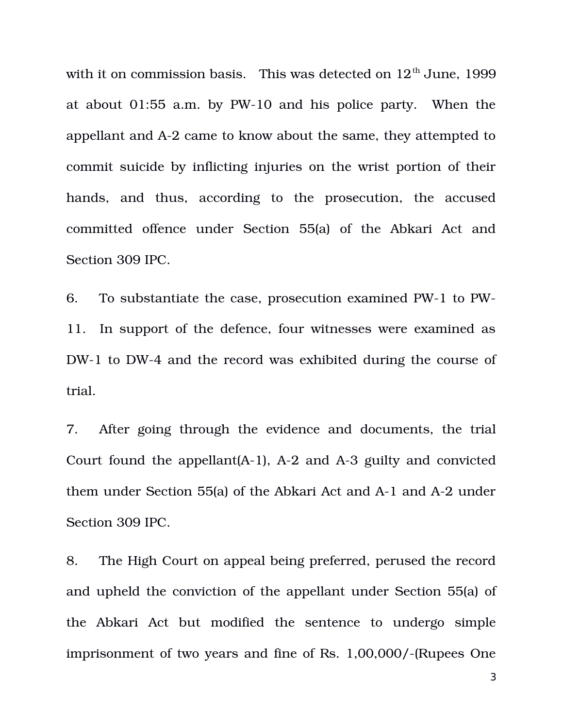with it on commission basis. This was detected on 12th June, 1999 at about 01:55 a.m. by PW-10 and his police party. When the appellant and A-2 came to know about the same, they attempted to commit suicide by inflicting injuries on the wrist portion of their hands, and thus, according to the prosecution, the accused committed offence under Section 55(a) of the Abkari Act and Section 309 IPC.

6. To substantiate the case, prosecution examined PW-1 to PW-11. In support of the defence, four witnesses were examined as DW-1 to DW-4 and the record was exhibited during the course of trial.

7. After going through the evidence and documents, the trial Court found the appellant(A-1), A-2 and A-3 guilty and convicted them under Section 55(a) of the Abkari Act and A-1 and A-2 under Section 309 IPC.

8. The High Court on appeal being preferred, perused the record and upheld the conviction of the appellant under Section 55(a) of the Abkari Act but modified the sentence to undergo simple imprisonment of two years and fine of Rs. 1,00,000/-(Rupees One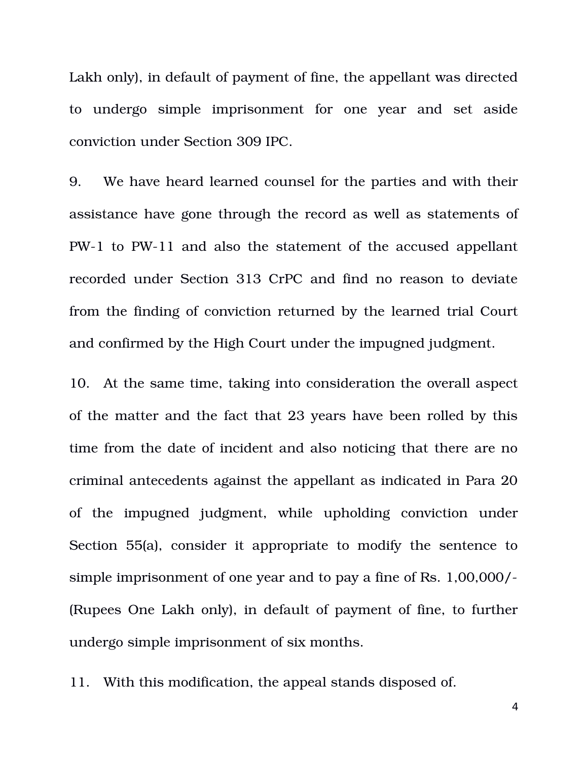Lakh only), in default of payment of fine, the appellant was directed to undergo simple imprisonment for one year and set aside conviction under Section 309 IPC.

9. We have heard learned counsel for the parties and with their assistance have gone through the record as well as statements of PW-1 to PW-11 and also the statement of the accused appellant recorded under Section 313 CrPC and find no reason to deviate from the finding of conviction returned by the learned trial Court and confirmed by the High Court under the impugned judgment.

10. At the same time, taking into consideration the overall aspect of the matter and the fact that 23 years have been rolled by this time from the date of incident and also noticing that there are no criminal antecedents against the appellant as indicated in Para 20 of the impugned judgment, while upholding conviction under Section 55(a), consider it appropriate to modify the sentence to simple imprisonment of one year and to pay a fine of Rs. 1,00,000/- (Rupees One Lakh only), in default of payment of fine, to further undergo simple imprisonment of six months.

11. With this modification, the appeal stands disposed of.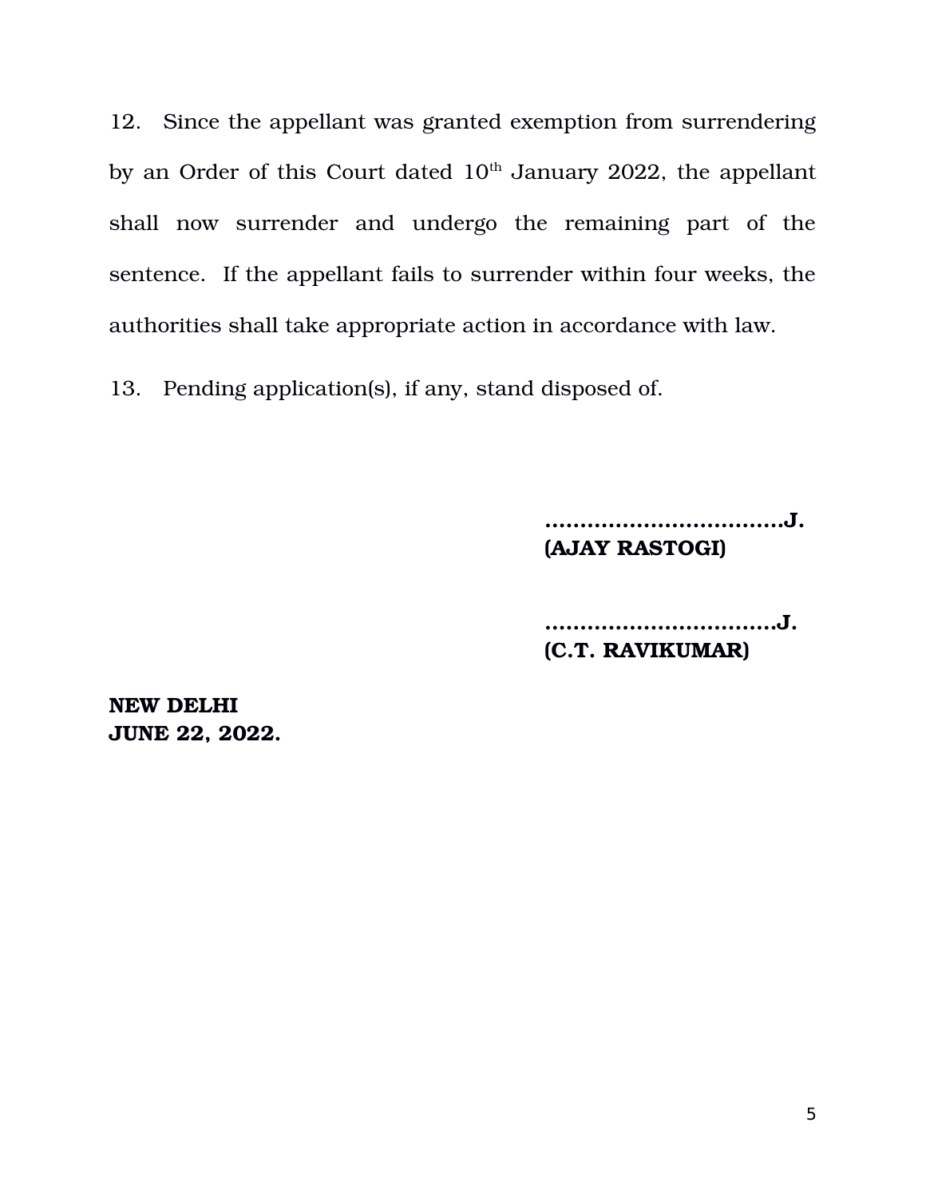12. Since the appellant was granted exemption from surrendering by an Order of this Court dated 10th January 2022, the appellant shall now surrender and undergo the remaining part of the sentence. If the appellant fails to surrender within four weeks, the authorities shall take appropriate action in accordance with law.

13. Pending application(s), if any, stand disposed of.

**……………………………J.**
**(AJAY RASTOGI)**

**……………………………J.**
**(C.T. RAVIKUMAR)**

**NEW DELHI**
**JUNE 22, 2022.**